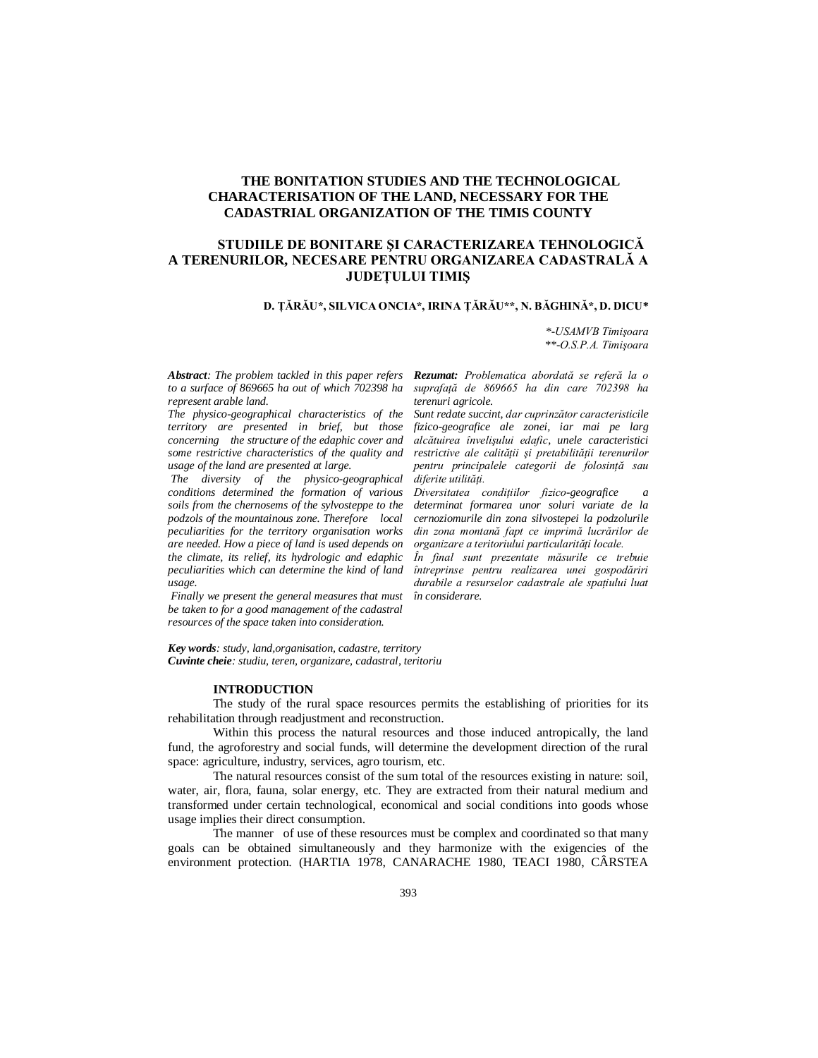# THE BONITATION STUDIES AND THE TECHNOLOGICAL CHARACTERISATION OF THE LAND, NECESSARY FOR THE CADASTRIAL ORGANIZATION OF THE TIMIS COUNTY

# STUDIILE DE BONITARE ŞI CARACTERIZAREA TEHNOLOGICĂ A TERENURILOR, NECESARE PENTRU ORGANIZAREA CADASTRALĂ A JUDEŢULUI TIMIŞ

**D. ŢĂRĂU\*, SILVICA ONCIA\*, IRINA ŢĂRĂU\*\*, N. BĂGHINĂ\*, D. DICU\***

*\*-USAMVB Timişoara*
*\*\*-O.S.P.A. Timişoara*

***Abstract**: The problem tackled in this paper refers to a surface of 869665 ha out of which 702398 ha represent arable land.*
*The physico-geographical characteristics of the territory are presented in brief, but those concerning the structure of the edaphic cover and some restrictive characteristics of the quality and usage of the land are presented at large.*
*The diversity of the physico-geographical conditions determined the formation of various soils from the chernosems of the sylvosteppe to the podzols of the mountainous zone. Therefore local peculiarities for the territory organisation works are needed. How a piece of land is used depends on the climate, its relief, its hydrologic and edaphic peculiarities which can determine the kind of land usage.*
*Finally we present the general measures that must be taken to for a good management of the cadastral resources of the space taken into consideration.*

***Rezumat:** Problematica abordată se referă la o suprafaţă de 869665 ha din care 702398 ha terenuri agricole.*
*Sunt redate succint, dar cuprinzător caracteristicile fizico-geografice ale zonei, iar mai pe larg alcătuirea învelişului edafic, unele caracteristici restrictive ale calităţii şi pretabilităţii terenurilor pentru principalele categorii de folosinţă sau diferite utilităţi.*
*Diversitatea condiţiilor fizico-geografice a determinat formarea unor soluri variate de la cernoziomurile din zona silvostepei la podzolurile din zona montană fapt ce imprimă lucrărilor de organizare a teritoriului particularităţi locale.*
*În final sunt prezentate măsurile ce trebuie întreprinse pentru realizarea unei gospodăriri durabile a resurselor cadastrale ale spaţiului luat în considerare.*

***Key words**: study, land,organisation, cadastre, territory*
***Cuvinte cheie**: studiu, teren, organizare, cadastral, teritoriu*

## INTRODUCTION

The study of the rural space resources permits the establishing of priorities for its rehabilitation through readjustment and reconstruction.

Within this process the natural resources and those induced antropically, the land fund, the agroforestry and social funds, will determine the development direction of the rural space: agriculture, industry, services, agro tourism, etc.

The natural resources consist of the sum total of the resources existing in nature: soil, water, air, flora, fauna, solar energy, etc. They are extracted from their natural medium and transformed under certain technological, economical and social conditions into goods whose usage implies their direct consumption.

The manner of use of these resources must be complex and coordinated so that many goals can be obtained simultaneously and they harmonize with the exigencies of the environment protection. (HARTIA 1978, CANARACHE 1980, TEACI 1980, CÂRSTEA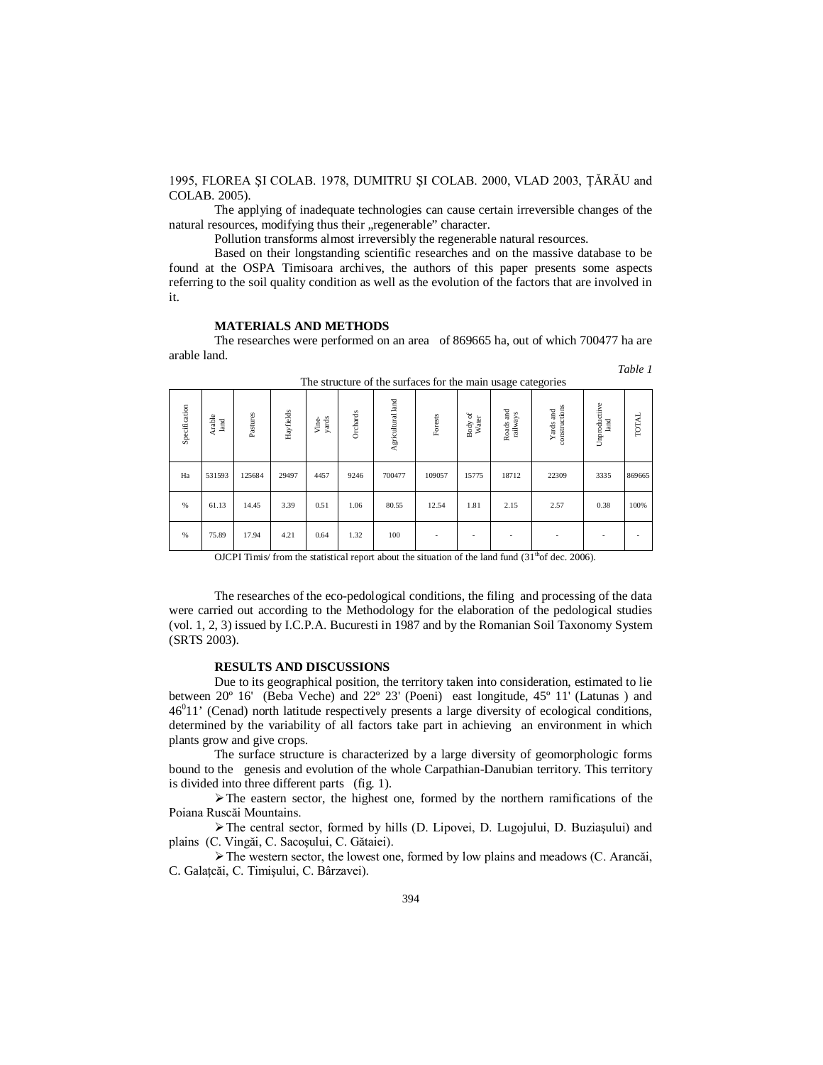1995, FLOREA ŞI COLAB. 1978, DUMITRU ŞI COLAB. 2000, VLAD 2003, ŢĂRĂU and COLAB. 2005).

The applying of inadequate technologies can cause certain irreversible changes of the natural resources, modifying thus their „regenerable" character.

Pollution transforms almost irreversibly the regenerable natural resources.

Based on their longstanding scientific researches and on the massive database to be found at the OSPA Timisoara archives, the authors of this paper presents some aspects referring to the soil quality condition as well as the evolution of the factors that are involved in it.

## MATERIALS AND METHODS

The researches were performed on an area of 869665 ha, out of which 700477 ha are arable land.

*Table 1*

The structure of the surfaces for the main usage categories

| Specification | Arable land | Pastures | Hayfields | Vine-yards | Orchards | Agricultural land | Forests | Body of Water | Roads and railways | Yards and constructions | Unproductiive land | TOTAL |
|---|---|---|---|---|---|---|---|---|---|---|---|---|
| Ha | 531593 | 125684 | 29497 | 4457 | 9246 | 700477 | 109057 | 15775 | 18712 | 22309 | 3335 | 869665 |
| % | 61.13 | 14.45 | 3.39 | 0.51 | 1.06 | 80.55 | 12.54 | 1.81 | 2.15 | 2.57 | 0.38 | 100% |
| % | 75.89 | 17.94 | 4.21 | 0.64 | 1.32 | 100 | - | - | - | - | - | - |

OJCPI Timis/ from the statistical report about the situation of the land fund (31[th]of dec. 2006).

The researches of the eco-pedological conditions, the filing and processing of the data were carried out according to the Methodology for the elaboration of the pedological studies (vol. 1, 2, 3) issued by I.C.P.A. Bucuresti in 1987 and by the Romanian Soil Taxonomy System (SRTS 2003).

## RESULTS AND DISCUSSIONS

Due to its geographical position, the territory taken into consideration, estimated to lie between 20º 16' (Beba Veche) and 22º 23' (Poeni) east longitude, 45º 11' (Latunas ) and $46^{0}11'$ (Cenad) north latitude respectively presents a large diversity of ecological conditions, determined by the variability of all factors take part in achieving an environment in which plants grow and give crops.

The surface structure is characterized by a large diversity of geomorphologic forms bound to the genesis and evolution of the whole Carpathian-Danubian territory. This territory is divided into three different parts (fig. 1).

- The eastern sector, the highest one, formed by the northern ramifications of the Poiana Ruscăi Mountains.
- The central sector, formed by hills (D. Lipovei, D. Lugojului, D. Buziaşului) and plains (C. Vingăi, C. Sacoşului, C. Gătaiei).
- The western sector, the lowest one, formed by low plains and meadows (C. Arancăi, C. Galaţcăi, C. Timişului, C. Bârzavei).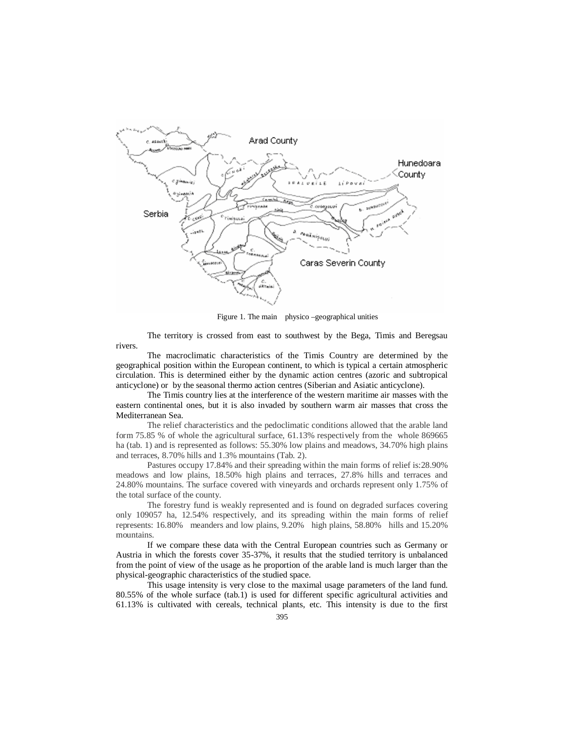Figure 1. The main physico –geographical unities

The territory is crossed from east to southwest by the Bega, Timis and Beregsau rivers.

The macroclimatic characteristics of the Timis Country are determined by the geographical position within the European continent, to which is typical a certain atmospheric circulation. This is determined either by the dynamic action centres (azoric and subtropical anticyclone) or by the seasonal thermo action centres (Siberian and Asiatic anticyclone).

The Timis country lies at the interference of the western maritime air masses with the eastern continental ones, but it is also invaded by southern warm air masses that cross the Mediterranean Sea.

The relief characteristics and the pedoclimatic conditions allowed that the arable land form 75.85 % of whole the agricultural surface, 61.13% respectively from the whole 869665 ha (tab. 1) and is represented as follows: 55.30% low plains and meadows, 34.70% high plains and terraces, 8.70% hills and 1.3% mountains (Tab. 2).

Pastures occupy 17.84% and their spreading within the main forms of relief is:28.90% meadows and low plains, 18.50% high plains and terraces, 27.8% hills and terraces and 24.80% mountains. The surface covered with vineyards and orchards represent only 1.75% of the total surface of the county.

The forestry fund is weakly represented and is found on degraded surfaces covering only 109057 ha, 12.54% respectively, and its spreading within the main forms of relief represents: 16.80% meanders and low plains, 9.20% high plains, 58.80% hills and 15.20% mountains.

If we compare these data with the Central European countries such as Germany or Austria in which the forests cover 35-37%, it results that the studied territory is unbalanced from the point of view of the usage as he proportion of the arable land is much larger than the physical-geographic characteristics of the studied space.

This usage intensity is very close to the maximal usage parameters of the land fund. 80.55% of the whole surface (tab.1) is used for different specific agricultural activities and 61.13% is cultivated with cereals, technical plants, etc. This intensity is due to the first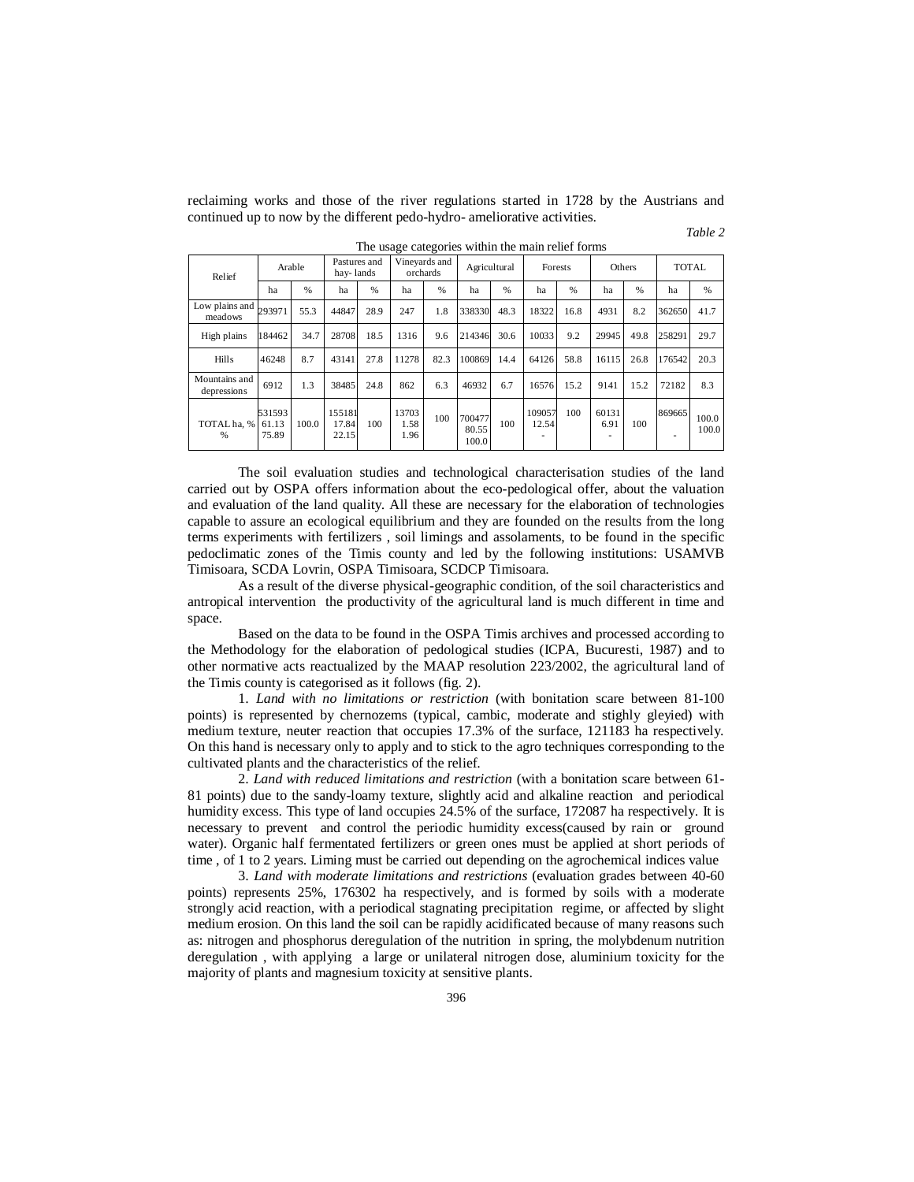reclaiming works and those of the river regulations started in 1728 by the Austrians and continued up to now by the different pedo-hydro- ameliorative activities.

*Table 2*

The usage categories within the main relief forms

| Relief | Arable | | Pastures and hay- lands | | Vineyards and orchards | | Agricultural | | Forests | | Others | | TOTAL | |
|---|---|---|---|---|---|---|---|---|---|---|---|---|---|---|
| | ha | % | ha | % | ha | % | ha | % | ha | % | ha | % | ha | % |
| Low plains and meadows | 293971 | 55.3 | 44847 | 28.9 | 247 | 1.8 | 338330 | 48.3 | 18322 | 16.8 | 4931 | 8.2 | 362650 | 41.7 |
| High plains | 184462 | 34.7 | 28708 | 18.5 | 1316 | 9.6 | 214346 | 30.6 | 10033 | 9.2 | 29945 | 49.8 | 258291 | 29.7 |
| Hills | 46248 | 8.7 | 43141 | 27.8 | 11278 | 82.3 | 100869 | 14.4 | 64126 | 58.8 | 16115 | 26.8 | 176542 | 20.3 |
| Mountains and depressions | 6912 | 1.3 | 38485 | 24.8 | 862 | 6.3 | 46932 | 6.7 | 16576 | 15.2 | 9141 | 15.2 | 72182 | 8.3 |
| TOTAL ha, % | 531593 61.13 75.89 | 100.0 | 155181 17.84 22.15 | 100 | 13703 1.58 1.96 | 100 | 700477 80.55 100.0 | 100 | 109057 12.54 - | 100 | 60131 6.91 - | 100 | 869665 - | 100.0 100.0 |

The soil evaluation studies and technological characterisation studies of the land carried out by OSPA offers information about the eco-pedological offer, about the valuation and evaluation of the land quality. All these are necessary for the elaboration of technologies capable to assure an ecological equilibrium and they are founded on the results from the long terms experiments with fertilizers , soil limings and assolaments, to be found in the specific pedoclimatic zones of the Timis county and led by the following institutions: USAMVB Timisoara, SCDA Lovrin, OSPA Timisoara, SCDCP Timisoara.

As a result of the diverse physical-geographic condition, of the soil characteristics and antropical intervention the productivity of the agricultural land is much different in time and space.

Based on the data to be found in the OSPA Timis archives and processed according to the Methodology for the elaboration of pedological studies (ICPA, Bucuresti, 1987) and to other normative acts reactualized by the MAAP resolution 223/2002, the agricultural land of the Timis county is categorised as it follows (fig. 2).

1. *Land with no limitations or restriction* (with bonitation scare between 81-100 points) is represented by chernozems (typical, cambic, moderate and stighly gleyied) with medium texture, neuter reaction that occupies 17.3% of the surface, 121183 ha respectively. On this hand is necessary only to apply and to stick to the agro techniques corresponding to the cultivated plants and the characteristics of the relief.

2. *Land with reduced limitations and restriction* (with a bonitation scare between 61-81 points) due to the sandy-loamy texture, slightly acid and alkaline reaction and periodical humidity excess. This type of land occupies 24.5% of the surface, 172087 ha respectively. It is necessary to prevent and control the periodic humidity excess(caused by rain or ground water). Organic half fermentated fertilizers or green ones must be applied at short periods of time , of 1 to 2 years. Liming must be carried out depending on the agrochemical indices value

3. *Land with moderate limitations and restrictions* (evaluation grades between 40-60 points) represents 25%, 176302 ha respectively, and is formed by soils with a moderate strongly acid reaction, with a periodical stagnating precipitation regime, or affected by slight medium erosion. On this land the soil can be rapidly acidificated because of many reasons such as: nitrogen and phosphorus deregulation of the nutrition in spring, the molybdenum nutrition deregulation , with applying a large or unilateral nitrogen dose, aluminium toxicity for the majority of plants and magnesium toxicity at sensitive plants.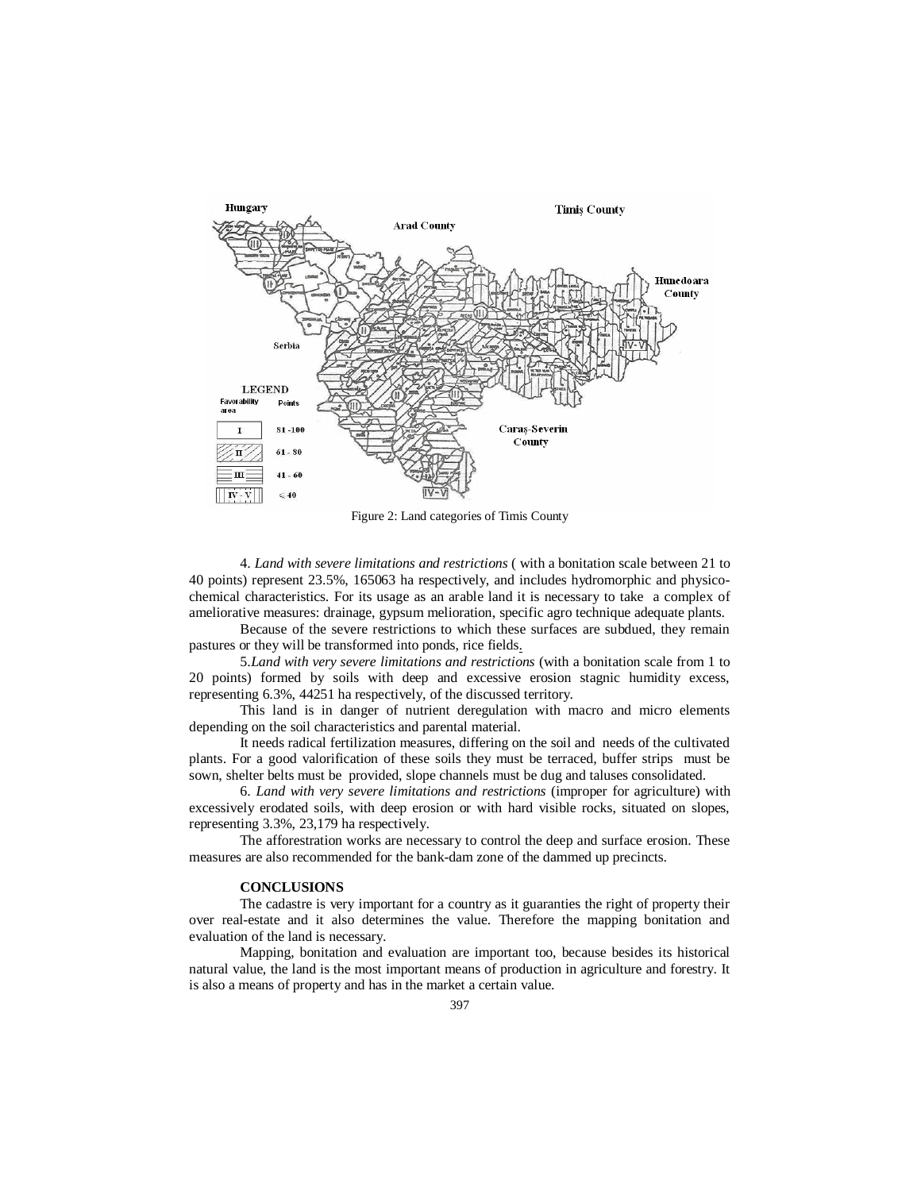Figure 2: Land categories of Timis County

4. *Land with severe limitations and restrictions* ( with a bonitation scale between 21 to 40 points) represent 23.5%, 165063 ha respectively, and includes hydromorphic and physico-chemical characteristics. For its usage as an arable land it is necessary to take a complex of ameliorative measures: drainage, gypsum melioration, specific agro technique adequate plants.

Because of the severe restrictions to which these surfaces are subdued, they remain pastures or they will be transformed into ponds, rice fields.

5.*Land with very severe limitations and restrictions* (with a bonitation scale from 1 to 20 points) formed by soils with deep and excessive erosion stagnic humidity excess, representing 6.3%, 44251 ha respectively, of the discussed territory.

This land is in danger of nutrient deregulation with macro and micro elements depending on the soil characteristics and parental material.

It needs radical fertilization measures, differing on the soil and needs of the cultivated plants. For a good valorification of these soils they must be terraced, buffer strips must be sown, shelter belts must be provided, slope channels must be dug and taluses consolidated.

6. *Land with very severe limitations and restrictions* (improper for agriculture) with excessively erodated soils, with deep erosion or with hard visible rocks, situated on slopes, representing 3.3%, 23,179 ha respectively.

The afforestration works are necessary to control the deep and surface erosion. These measures are also recommended for the bank-dam zone of the dammed up precincts.

**CONCLUSIONS**

The cadastre is very important for a country as it guaranties the right of property their over real-estate and it also determines the value. Therefore the mapping bonitation and evaluation of the land is necessary.

Mapping, bonitation and evaluation are important too, because besides its historical natural value, the land is the most important means of production in agriculture and forestry. It is also a means of property and has in the market a certain value.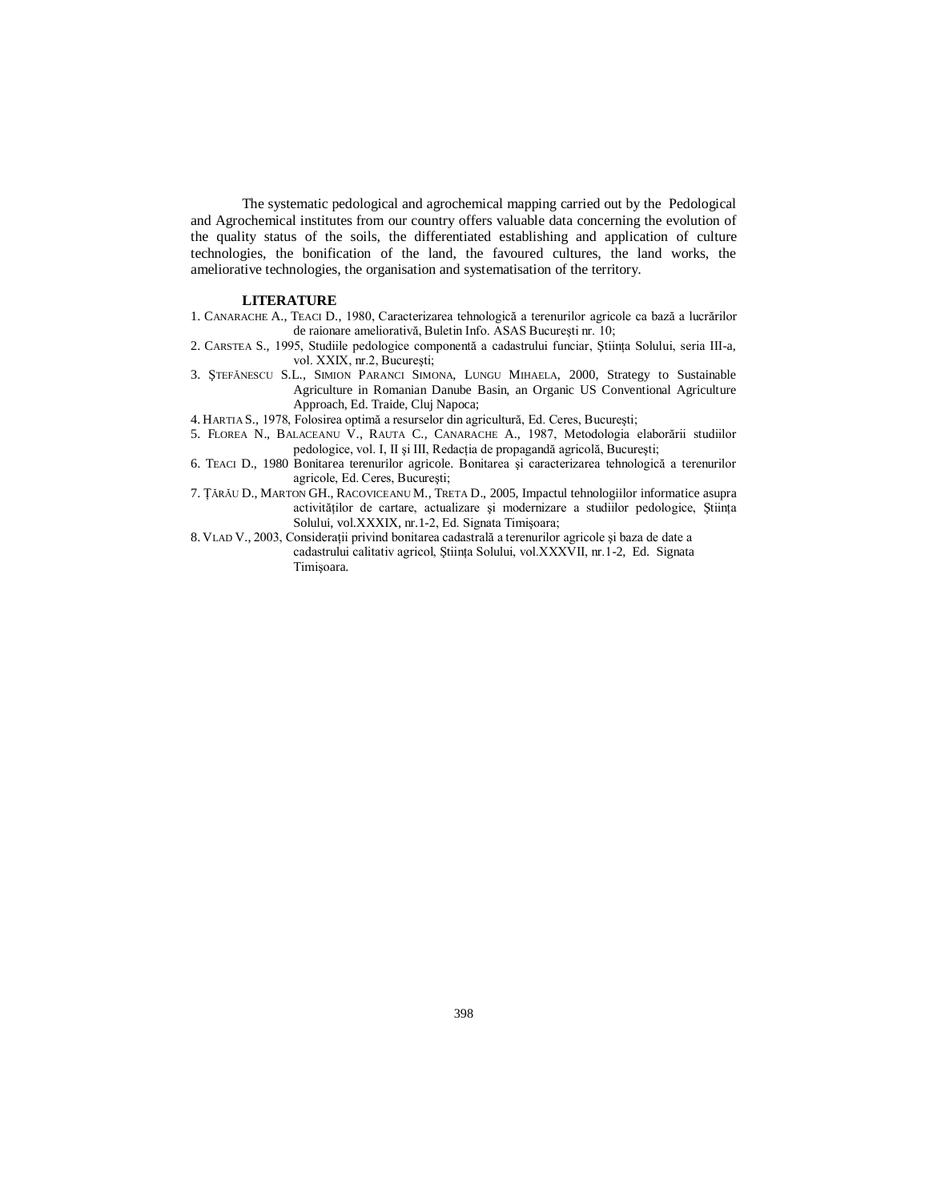The systematic pedological and agrochemical mapping carried out by the Pedological and Agrochemical institutes from our country offers valuable data concerning the evolution of the quality status of the soils, the differentiated establishing and application of culture technologies, the bonification of the land, the favoured cultures, the land works, the ameliorative technologies, the organisation and systematisation of the territory.

**LITERATURE**

1. CANARACHE A., TEACI D., 1980, Caracterizarea tehnologică a terenurilor agricole ca bază a lucrărilor de raionare ameliorativă, Buletin Info. ASAS Bucureşti nr. 10;
2. CARSTEA S., 1995, Studiile pedologice componentă a cadastrului funciar, Ştiinţa Solului, seria III-a, vol. XXIX, nr.2, Bucureşti;
3. ŞTEFĂNESCU S.L., SIMION PARANCI SIMONA, LUNGU MIHAELA, 2000, Strategy to Sustainable Agriculture in Romanian Danube Basin, an Organic US Conventional Agriculture Approach, Ed. Traide, Cluj Napoca;
4. HARTIA S., 1978, Folosirea optimă a resurselor din agricultură, Ed. Ceres, Bucureşti;
5. FLOREA N., BALACEANU V., RAUTA C., CANARACHE A., 1987, Metodologia elaborării studiilor pedologice, vol. I, II şi III, Redacţia de propagandă agricolă, Bucureşti;
6. TEACI D., 1980 Bonitarea terenurilor agricole. Bonitarea şi caracterizarea tehnologică a terenurilor agricole, Ed. Ceres, Bucureşti;
7. ŢĂRĂU D., MARTON GH., RACOVICEANU M., TRETA D., 2005, Impactul tehnologiilor informatice asupra activităţilor de cartare, actualizare şi modernizare a studiilor pedologice, Ştiinţa Solului, vol.XXXIX, nr.1-2, Ed. Signata Timişoara;
8. VLAD V., 2003, Consideraţii privind bonitarea cadastrală a terenurilor agricole şi baza de date a cadastrului calitativ agricol, Ştiinţa Solului, vol.XXXVII, nr.1-2, Ed. Signata Timişoara.